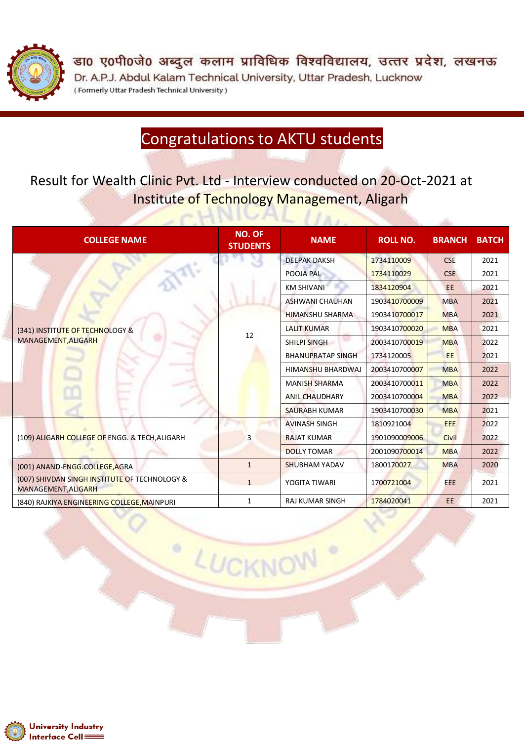डा० ए०पी०जे० अब्दुल कलाम प्राविधिक विश्वविद्यालय, उत्तर प्रदेश, लखनऊ

Dr. A.P.J. Abdul Kalam Technical University, Uttar Pradesh, Lucknow

( Formerly Uttar Pradesh Technical University )

# Congratulations to AKTU students

## Result for Wealth Clinic Pvt. Ltd - Interview conducted on 20-Oct-2021 at Institute of Technology Management, Aligarh

| COLLEGE NAME | NO. OF STUDENTS | NAME | ROLL NO. | BRANCH | BATCH |
|---|---|---|---|---|---|
| (341) INSTITUTE OF TECHNOLOGY & MANAGEMENT,ALIGARH | 12 | DEEPAK DAKSH | 1734110009 | CSE | 2021 |
| | | POOJA PAL | 1734110029 | CSE | 2021 |
| | | KM SHIVANI | 1834120904 | EE | 2021 |
| | | ASHWANI CHAUHAN | 1903410700009 | MBA | 2021 |
| | | HIMANSHU SHARMA | 1903410700017 | MBA | 2021 |
| | | LALIT KUMAR | 1903410700020 | MBA | 2021 |
| | | SHILPI SINGH | 2003410700019 | MBA | 2022 |
| | | BHANUPRATAP SINGH | 1734120005 | EE | 2021 |
| | | HIMANSHU BHARDWAJ | 2003410700007 | MBA | 2022 |
| | | MANISH SHARMA | 2003410700011 | MBA | 2022 |
| | | ANIL CHAUDHARY | 2003410700004 | MBA | 2022 |
| | | SAURABH KUMAR | 1903410700030 | MBA | 2021 |
| (109) ALIGARH COLLEGE OF ENGG. & TECH,ALIGARH | 3 | AVINASH SINGH | 1810921004 | EEE | 2022 |
| | | RAJAT KUMAR | 1901090009006 | Civil | 2022 |
| | | DOLLY TOMAR | 2001090700014 | MBA | 2022 |
| (001) ANAND-ENGG.COLLEGE,AGRA | 1 | SHUBHAM YADAV | 1800170027 | MBA | 2020 |
| (007) SHIVDAN SINGH INSTITUTE OF TECHNOLOGY & MANAGEMENT,ALIGARH | 1 | YOGITA TIWARI | 1700721004 | EEE | 2021 |
| (840) RAJKIYA ENGINEERING COLLEGE,MAINPURI | 1 | RAJ KUMAR SINGH | 1784020041 | EE | 2021 |

University Industry Interface Cell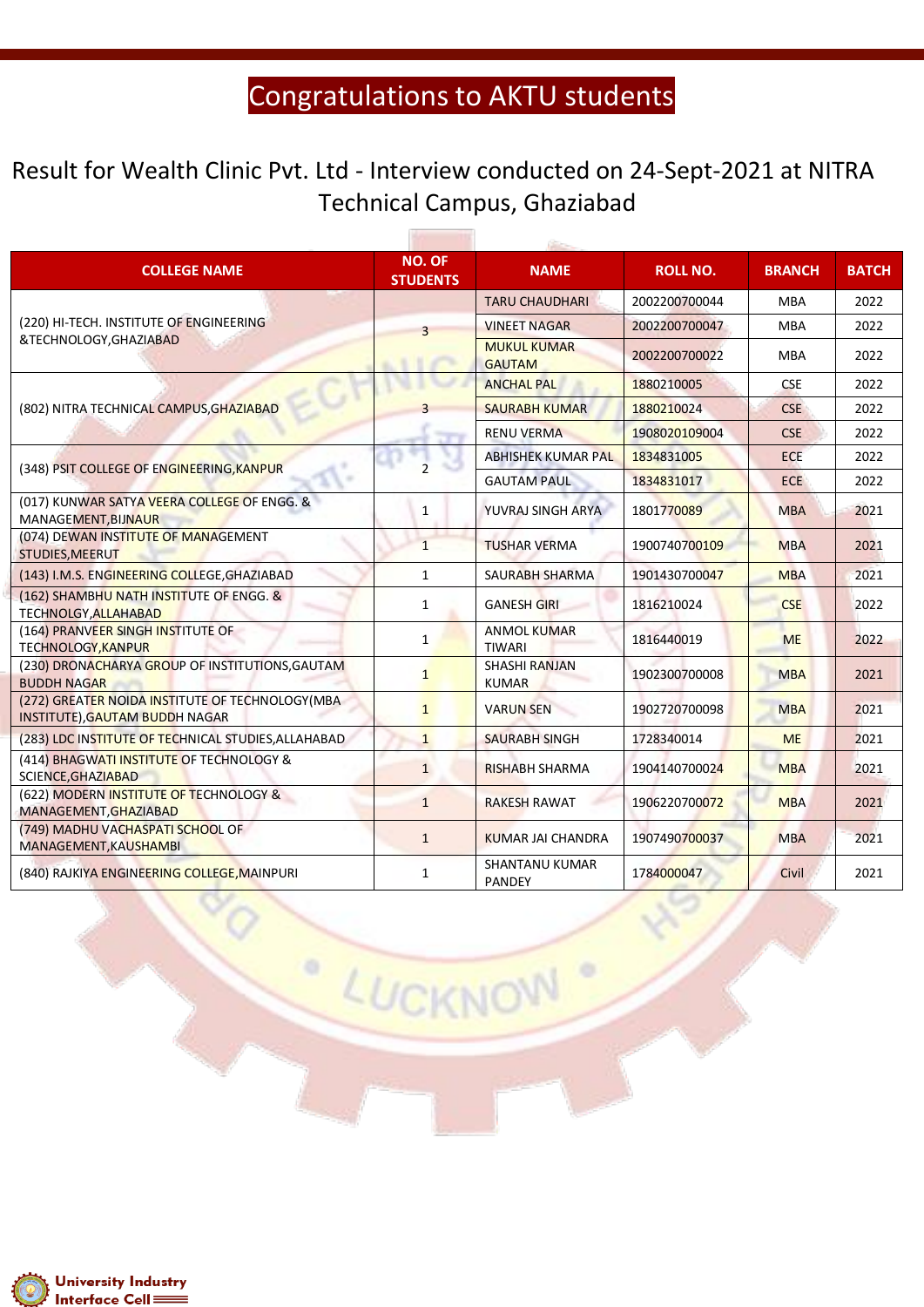# Congratulations to AKTU students

## Result for Wealth Clinic Pvt. Ltd - Interview conducted on 24-Sept-2021 at NITRA Technical Campus, Ghaziabad

| COLLEGE NAME | NO. OF STUDENTS | NAME | ROLL NO. | BRANCH | BATCH |
|---|---|---|---|---|---|
| (220) HI-TECH. INSTITUTE OF ENGINEERING &TECHNOLOGY,GHAZIABAD | 3 | TARU CHAUDHARI | 2002200700044 | MBA | 2022 |
| | | VINEET NAGAR | 2002200700047 | MBA | 2022 |
| | | MUKUL KUMAR GAUTAM | 2002200700022 | MBA | 2022 |
| (802) NITRA TECHNICAL CAMPUS,GHAZIABAD | 3 | ANCHAL PAL | 1880210005 | CSE | 2022 |
| | | SAURABH KUMAR | 1880210024 | CSE | 2022 |
| | | RENU VERMA | 1908020109004 | CSE | 2022 |
| (348) PSIT COLLEGE OF ENGINEERING,KANPUR | 2 | ABHISHEK KUMAR PAL | 1834831005 | ECE | 2022 |
| | | GAUTAM PAUL | 1834831017 | ECE | 2022 |
| (017) KUNWAR SATYA VEERA COLLEGE OF ENGG. & MANAGEMENT,BIJNAUR | 1 | YUVRAJ SINGH ARYA | 1801770089 | MBA | 2021 |
| (074) DEWAN INSTITUTE OF MANAGEMENT STUDIES,MEERUT | 1 | TUSHAR VERMA | 1900740700109 | MBA | 2021 |
| (143) I.M.S. ENGINEERING COLLEGE,GHAZIABAD | 1 | SAURABH SHARMA | 1901430700047 | MBA | 2021 |
| (162) SHAMBHU NATH INSTITUTE OF ENGG. & TECHNOLGY,ALLAHABAD | 1 | GANESH GIRI | 1816210024 | CSE | 2022 |
| (164) PRANVEER SINGH INSTITUTE OF TECHNOLOGY,KANPUR | 1 | ANMOL KUMAR TIWARI | 1816440019 | ME | 2022 |
| (230) DRONACHARYA GROUP OF INSTITUTIONS,GAUTAM BUDDH NAGAR | 1 | SHASHI RANJAN KUMAR | 1902300700008 | MBA | 2021 |
| (272) GREATER NOIDA INSTITUTE OF TECHNOLOGY(MBA INSTITUTE),GAUTAM BUDDH NAGAR | 1 | VARUN SEN | 1902720700098 | MBA | 2021 |
| (283) LDC INSTITUTE OF TECHNICAL STUDIES,ALLAHABAD | 1 | SAURABH SINGH | 1728340014 | ME | 2021 |
| (414) BHAGWATI INSTITUTE OF TECHNOLOGY & SCIENCE,GHAZIABAD | 1 | RISHABH SHARMA | 1904140700024 | MBA | 2021 |
| (622) MODERN INSTITUTE OF TECHNOLOGY & MANAGEMENT,GHAZIABAD | 1 | RAKESH RAWAT | 1906220700072 | MBA | 2021 |
| (749) MADHU VACHASPATI SCHOOL OF MANAGEMENT,KAUSHAMBI | 1 | KUMAR JAI CHANDRA | 1907490700037 | MBA | 2021 |
| (840) RAJKIYA ENGINEERING COLLEGE,MAINPURI | 1 | SHANTANU KUMAR PANDEY | 1784000047 | Civil | 2021 |

University Industry Interface Cell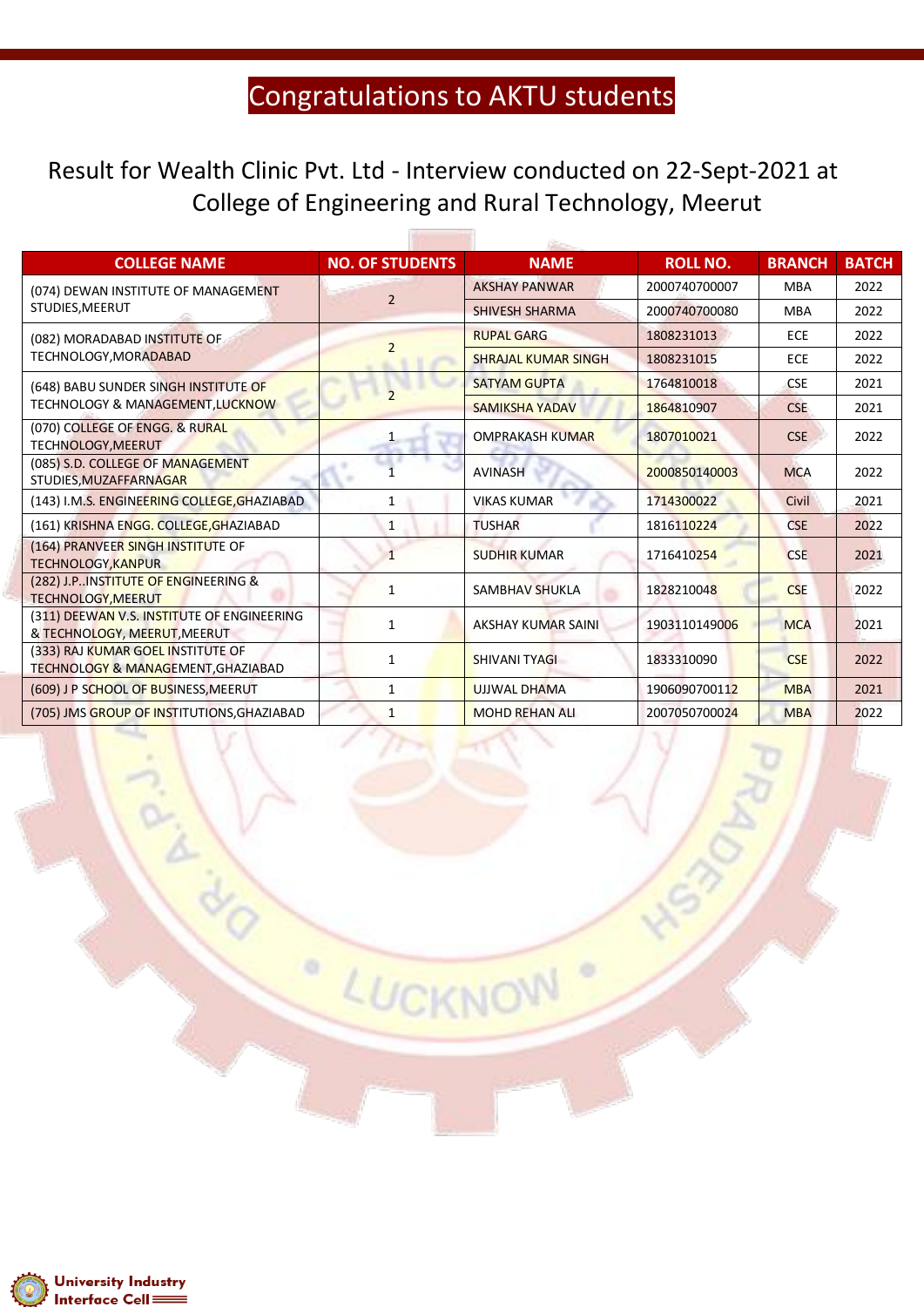# Congratulations to AKTU students

## Result for Wealth Clinic Pvt. Ltd - Interview conducted on 22-Sept-2021 at College of Engineering and Rural Technology, Meerut

| COLLEGE NAME | NO. OF STUDENTS | NAME | ROLL NO. | BRANCH | BATCH |
|---|---|---|---|---|---|
| (074) DEWAN INSTITUTE OF MANAGEMENT STUDIES,MEERUT | 2 | AKSHAY PANWAR | 2000740700007 | MBA | 2022 |
| | | SHIVESH SHARMA | 2000740700080 | MBA | 2022 |
| (082) MORADABAD INSTITUTE OF TECHNOLOGY,MORADABAD | 2 | RUPAL GARG | 1808231013 | ECE | 2022 |
| | | SHRAJAL KUMAR SINGH | 1808231015 | ECE | 2022 |
| (648) BABU SUNDER SINGH INSTITUTE OF TECHNOLOGY & MANAGEMENT,LUCKNOW | 2 | SATYAM GUPTA | 1764810018 | CSE | 2021 |
| | | SAMIKSHA YADAV | 1864810907 | CSE | 2021 |
| (070) COLLEGE OF ENGG. & RURAL TECHNOLOGY,MEERUT | 1 | OMPRAKASH KUMAR | 1807010021 | CSE | 2022 |
| (085) S.D. COLLEGE OF MANAGEMENT STUDIES,MUZAFFARNAGAR | 1 | AVINASH | 2000850140003 | MCA | 2022 |
| (143) I.M.S. ENGINEERING COLLEGE,GHAZIABAD | 1 | VIKAS KUMAR | 1714300022 | Civil | 2021 |
| (161) KRISHNA ENGG. COLLEGE,GHAZIABAD | 1 | TUSHAR | 1816110224 | CSE | 2022 |
| (164) PRANVEER SINGH INSTITUTE OF TECHNOLOGY,KANPUR | 1 | SUDHIR KUMAR | 1716410254 | CSE | 2021 |
| (282) J.P..INSTITUTE OF ENGINEERING & TECHNOLOGY,MEERUT | 1 | SAMBHAV SHUKLA | 1828210048 | CSE | 2022 |
| (311) DEEWAN V.S. INSTITUTE OF ENGINEERING & TECHNOLOGY, MEERUT,MEERUT | 1 | AKSHAY KUMAR SAINI | 1903110149006 | MCA | 2021 |
| (333) RAJ KUMAR GOEL INSTITUTE OF TECHNOLOGY & MANAGEMENT,GHAZIABAD | 1 | SHIVANI TYAGI | 1833310090 | CSE | 2022 |
| (609) J P SCHOOL OF BUSINESS,MEERUT | 1 | UJJWAL DHAMA | 1906090700112 | MBA | 2021 |
| (705) JMS GROUP OF INSTITUTIONS,GHAZIABAD | 1 | MOHD REHAN ALI | 2007050700024 | MBA | 2022 |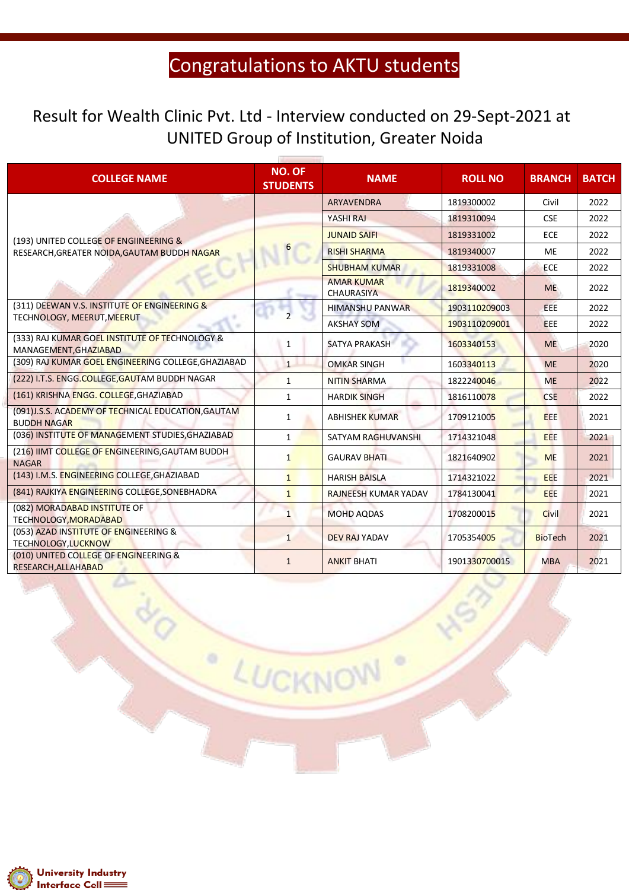# Congratulations to AKTU students

## Result for Wealth Clinic Pvt. Ltd - Interview conducted on 29-Sept-2021 at UNITED Group of Institution, Greater Noida

| COLLEGE NAME | NO. OF STUDENTS | NAME | ROLL NO | BRANCH | BATCH |
|---|---|---|---|---|---|
| (193) UNITED COLLEGE OF ENGIINEERING & RESEARCH,GREATER NOIDA,GAUTAM BUDDH NAGAR | 6 | ARYAVENDRA | 1819300002 | Civil | 2022 |
| | | YASHI RAJ | 1819310094 | CSE | 2022 |
| | | JUNAID SAIFI | 1819331002 | ECE | 2022 |
| | | RISHI SHARMA | 1819340007 | ME | 2022 |
| | | SHUBHAM KUMAR | 1819331008 | ECE | 2022 |
| | | AMAR KUMAR CHAURASIYA | 1819340002 | ME | 2022 |
| (311) DEEWAN V.S. INSTITUTE OF ENGINEERING & TECHNOLOGY, MEERUT,MEERUT | 2 | HIMANSHU PANWAR | 1903110209003 | EEE | 2022 |
| | | AKSHAY SOM | 1903110209001 | EEE | 2022 |
| (333) RAJ KUMAR GOEL INSTITUTE OF TECHNOLOGY & MANAGEMENT,GHAZIABAD | 1 | SATYA PRAKASH | 1603340153 | ME | 2020 |
| (309) RAJ KUMAR GOEL ENGINEERING COLLEGE,GHAZIABAD | 1 | OMKAR SINGH | 1603340113 | ME | 2020 |
| (222) I.T.S. ENGG.COLLEGE,GAUTAM BUDDH NAGAR | 1 | NITIN SHARMA | 1822240046 | ME | 2022 |
| (161) KRISHNA ENGG. COLLEGE,GHAZIABAD | 1 | HARDIK SINGH | 1816110078 | CSE | 2022 |
| (091)J.S.S. ACADEMY OF TECHNICAL EDUCATION,GAUTAM BUDDH NAGAR | 1 | ABHISHEK KUMAR | 1709121005 | EEE | 2021 |
| (036) INSTITUTE OF MANAGEMENT STUDIES,GHAZIABAD | 1 | SATYAM RAGHUVANSHI | 1714321048 | EEE | 2021 |
| (216) IIMT COLLEGE OF ENGINEERING,GAUTAM BUDDH NAGAR | 1 | GAURAV BHATI | 1821640902 | ME | 2021 |
| (143) I.M.S. ENGINEERING COLLEGE,GHAZIABAD | 1 | HARISH BAISLA | 1714321022 | EEE | 2021 |
| (841) RAJKIYA ENGINEERING COLLEGE,SONEBHADRA | 1 | RAJNEESH KUMAR YADAV | 1784130041 | EEE | 2021 |
| (082) MORADABAD INSTITUTE OF TECHNOLOGY,MORADABAD | 1 | MOHD AQDAS | 1708200015 | Civil | 2021 |
| (053) AZAD INSTITUTE OF ENGINEERING & TECHNOLOGY,LUCKNOW | 1 | DEV RAJ YADAV | 1705354005 | BioTech | 2021 |
| (010) UNITED COLLEGE OF ENGINEERING & RESEARCH,ALLAHABAD | 1 | ANKIT BHATI | 1901330700015 | MBA | 2021 |

University Industry Interface Cell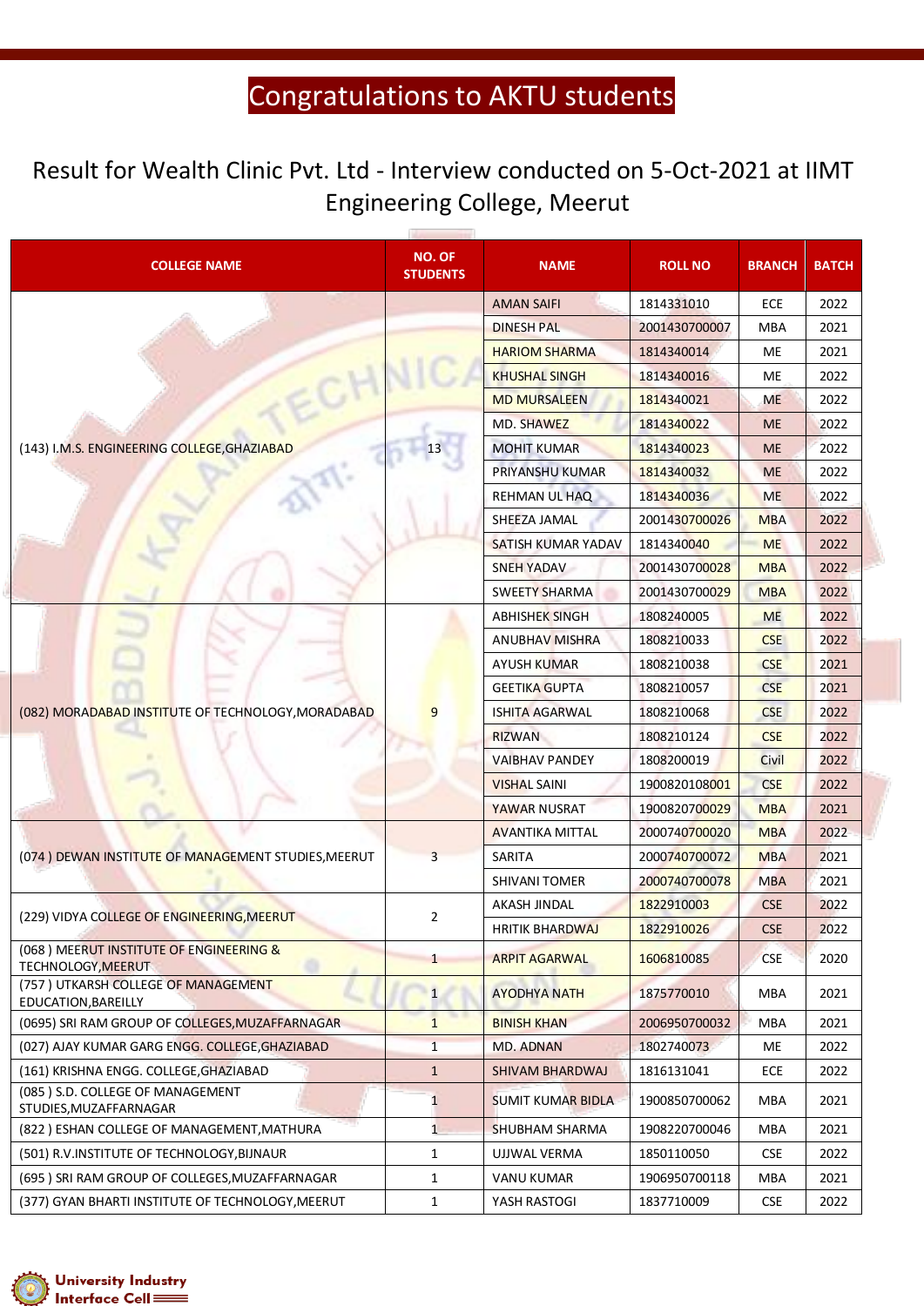# Congratulations to AKTU students

## Result for Wealth Clinic Pvt. Ltd - Interview conducted on 5-Oct-2021 at IIMT Engineering College, Meerut

| COLLEGE NAME | NO. OF STUDENTS | NAME | ROLL NO | BRANCH | BATCH |
|---|---|---|---|---|---|
| (143) I.M.S. ENGINEERING COLLEGE,GHAZIABAD | 13 | AMAN SAIFI | 1814331010 | ECE | 2022 |
| | | DINESH PAL | 2001430700007 | MBA | 2021 |
| | | HARIOM SHARMA | 1814340014 | ME | 2021 |
| | | KHUSHAL SINGH | 1814340016 | ME | 2022 |
| | | MD MURSALEEN | 1814340021 | ME | 2022 |
| | | MD. SHAWEZ | 1814340022 | ME | 2022 |
| | | MOHIT KUMAR | 1814340023 | ME | 2022 |
| | | PRIYANSHU KUMAR | 1814340032 | ME | 2022 |
| | | REHMAN UL HAQ | 1814340036 | ME | 2022 |
| | | SHEEZA JAMAL | 2001430700026 | MBA | 2022 |
| | | SATISH KUMAR YADAV | 1814340040 | ME | 2022 |
| | | SNEH YADAV | 2001430700028 | MBA | 2022 |
| | | SWEETY SHARMA | 2001430700029 | MBA | 2022 |
| (082) MORADABAD INSTITUTE OF TECHNOLOGY,MORADABAD | 9 | ABHISHEK SINGH | 1808240005 | ME | 2022 |
| | | ANUBHAV MISHRA | 1808210033 | CSE | 2022 |
| | | AYUSH KUMAR | 1808210038 | CSE | 2021 |
| | | GEETIKA GUPTA | 1808210057 | CSE | 2021 |
| | | ISHITA AGARWAL | 1808210068 | CSE | 2022 |
| | | RIZWAN | 1808210124 | CSE | 2022 |
| | | VAIBHAV PANDEY | 1808200019 | Civil | 2022 |
| | | VISHAL SAINI | 1900820108001 | CSE | 2022 |
| | | YAWAR NUSRAT | 1900820700029 | MBA | 2021 |
| (074 ) DEWAN INSTITUTE OF MANAGEMENT STUDIES,MEERUT | 3 | AVANTIKA MITTAL | 2000740700020 | MBA | 2022 |
| | | SARITA | 2000740700072 | MBA | 2021 |
| | | SHIVANI TOMER | 2000740700078 | MBA | 2021 |
| (229) VIDYA COLLEGE OF ENGINEERING,MEERUT | 2 | AKASH JINDAL | 1822910003 | CSE | 2022 |
| | | HRITIK BHARDWAJ | 1822910026 | CSE | 2022 |
| (068 ) MEERUT INSTITUTE OF ENGINEERING & TECHNOLOGY,MEERUT | 1 | ARPIT AGARWAL | 1606810085 | CSE | 2020 |
| (757 ) UTKARSH COLLEGE OF MANAGEMENT EDUCATION,BAREILLY | 1 | AYODHYA NATH | 1875770010 | MBA | 2021 |
| (0695) SRI RAM GROUP OF COLLEGES,MUZAFFARNAGAR | 1 | BINISH KHAN | 2006950700032 | MBA | 2021 |
| (027) AJAY KUMAR GARG ENGG. COLLEGE,GHAZIABAD | 1 | MD. ADNAN | 1802740073 | ME | 2022 |
| (161) KRISHNA ENGG. COLLEGE,GHAZIABAD | 1 | SHIVAM BHARDWAJ | 1816131041 | ECE | 2022 |
| (085 ) S.D. COLLEGE OF MANAGEMENT STUDIES,MUZAFFARNAGAR | 1 | SUMIT KUMAR BIDLA | 1900850700062 | MBA | 2021 |
| (822 ) ESHAN COLLEGE OF MANAGEMENT,MATHURA | 1 | SHUBHAM SHARMA | 1908220700046 | MBA | 2021 |
| (501) R.V.INSTITUTE OF TECHNOLOGY,BIJNAUR | 1 | UJJWAL VERMA | 1850110050 | CSE | 2022 |
| (695 ) SRI RAM GROUP OF COLLEGES,MUZAFFARNAGAR | 1 | VANU KUMAR | 1906950700118 | MBA | 2021 |
| (377) GYAN BHARTI INSTITUTE OF TECHNOLOGY,MEERUT | 1 | YASH RASTOGI | 1837710009 | CSE | 2022 |

University Industry Interface Cell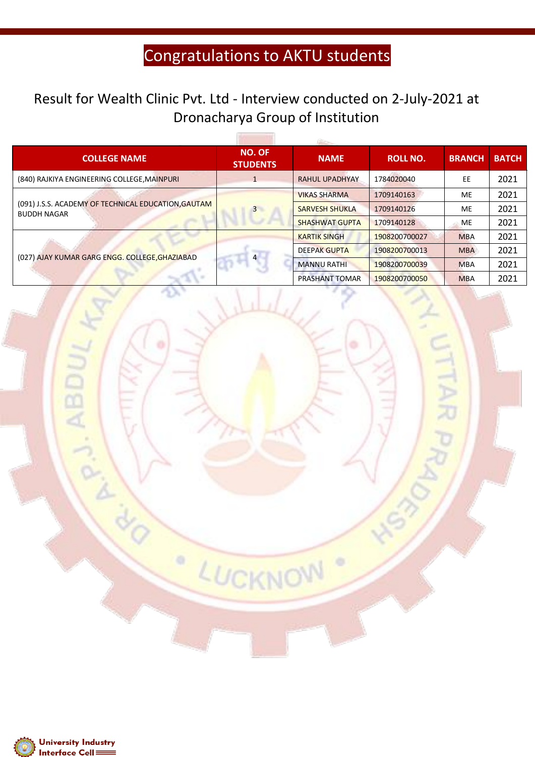# Congratulations to AKTU students

## Result for Wealth Clinic Pvt. Ltd - Interview conducted on 2-July-2021 at Dronacharya Group of Institution

| COLLEGE NAME | NO. OF STUDENTS | NAME | ROLL NO. | BRANCH | BATCH |
|---|---|---|---|---|---|
| (840) RAJKIYA ENGINEERING COLLEGE,MAINPURI | 1 | RAHUL UPADHYAY | 1784020040 | EE | 2021 |
| (091) J.S.S. ACADEMY OF TECHNICAL EDUCATION,GAUTAM BUDDH NAGAR | 3 | VIKAS SHARMA | 1709140163 | ME | 2021 |
| | | SARVESH SHUKLA | 1709140126 | ME | 2021 |
| | | SHASHWAT GUPTA | 1709140128 | ME | 2021 |
| (027) AJAY KUMAR GARG ENGG. COLLEGE,GHAZIABAD | 4 | KARTIK SINGH | 1908200700027 | MBA | 2021 |
| | | DEEPAK GUPTA | 1908200700013 | MBA | 2021 |
| | | MANNU RATHI | 1908200700039 | MBA | 2021 |
| | | PRASHANT TOMAR | 1908200700050 | MBA | 2021 |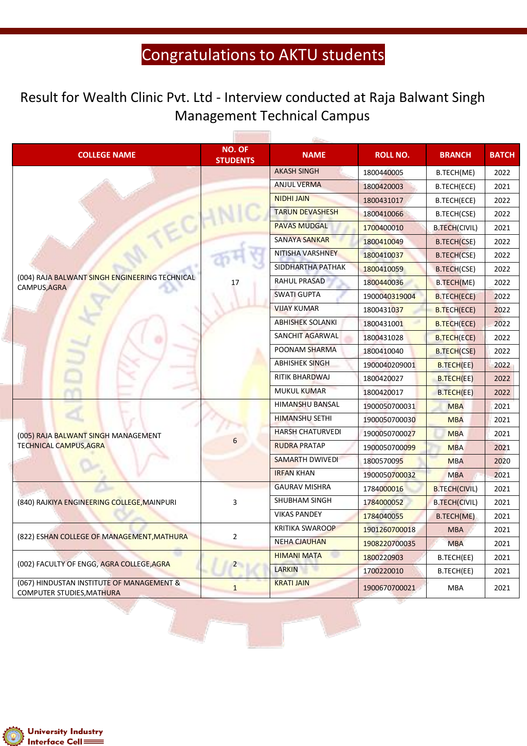# Congratulations to AKTU students

## Result for Wealth Clinic Pvt. Ltd - Interview conducted at Raja Balwant Singh Management Technical Campus

| COLLEGE NAME | NO. OF STUDENTS | NAME | ROLL NO. | BRANCH | BATCH |
|---|---|---|---|---|---|
| (004) RAJA BALWANT SINGH ENGINEERING TECHNICAL CAMPUS,AGRA | 17 | AKASH SINGH | 1800440005 | B.TECH(ME) | 2022 |
| | | ANJUL VERMA | 1800420003 | B.TECH(ECE) | 2021 |
| | | NIDHI JAIN | 1800431017 | B.TECH(ECE) | 2022 |
| | | TARUN DEVASHESH | 1800410066 | B.TECH(CSE) | 2022 |
| | | PAVAS MUDGAL | 1700400010 | B.TECH(CIVIL) | 2021 |
| | | SANAYA SANKAR | 1800410049 | B.TECH(CSE) | 2022 |
| | | NITISHA VARSHNEY | 1800410037 | B.TECH(CSE) | 2022 |
| | | SIDDHARTHA PATHAK | 1800410059 | B.TECH(CSE) | 2022 |
| | | RAHUL PRASAD | 1800440036 | B.TECH(ME) | 2022 |
| | | SWATI GUPTA | 1900040319004 | B.TECH(ECE) | 2022 |
| | | VIJAY KUMAR | 1800431037 | B.TECH(ECE) | 2022 |
| | | ABHISHEK SOLANKI | 1800431001 | B.TECH(ECE) | 2022 |
| | | SANCHIT AGARWAL | 1800431028 | B.TECH(ECE) | 2022 |
| | | POONAM SHARMA | 1800410040 | B.TECH(CSE) | 2022 |
| | | ABHISHEK SINGH | 1900040209001 | B.TECH(EE) | 2022 |
| | | RITIK BHARDWAJ | 1800420027 | B.TECH(EE) | 2022 |
| | | MUKUL KUMAR | 1800420017 | B.TECH(EE) | 2022 |
| (005) RAJA BALWANT SINGH MANAGEMENT TECHNICAL CAMPUS,AGRA | 6 | HIMANSHU BANSAL | 1900050700031 | MBA | 2021 |
| | | HIMANSHU SETHI | 1900050700030 | MBA | 2021 |
| | | HARSH CHATURVEDI | 1900050700027 | MBA | 2021 |
| | | RUDRA PRATAP | 1900050700099 | MBA | 2021 |
| | | SAMARTH DWIVEDI | 1800570095 | MBA | 2020 |
| | | IRFAN KHAN | 1900050700032 | MBA | 2021 |
| (840) RAJKIYA ENGINEERING COLLEGE,MAINPURI | 3 | GAURAV MISHRA | 1784000016 | B.TECH(CIVIL) | 2021 |
| | | SHUBHAM SINGH | 1784000052 | B.TECH(CIVIL) | 2021 |
| | | VIKAS PANDEY | 1784040055 | B.TECH(ME) | 2021 |
| (822) ESHAN COLLEGE OF MANAGEMENT,MATHURA | 2 | KRITIKA SWAROOP | 1901260700018 | MBA | 2021 |
| | | NEHA CJAUHAN | 1908220700035 | MBA | 2021 |
| (002) FACULTY OF ENGG, AGRA COLLEGE,AGRA | 2 | HIMANI MATA | 1800220903 | B.TECH(EE) | 2021 |
| | | LARKIN | 1700220010 | B.TECH(EE) | 2021 |
| (067) HINDUSTAN INSTITUTE OF MANAGEMENT & COMPUTER STUDIES,MATHURA | 1 | KRATI JAIN | 1900670700021 | MBA | 2021 |

University Industry Interface Cell